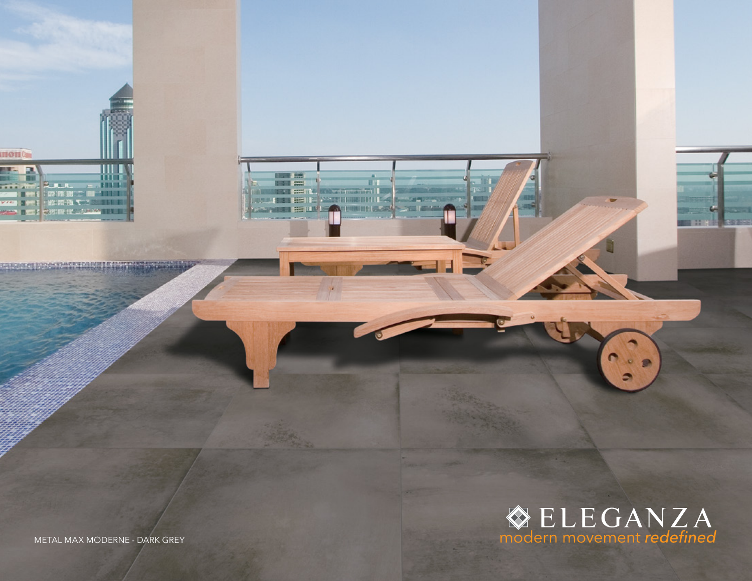METAL MAX MODERNE - DARK GREY

ELEGANZA
modern movement *redefined*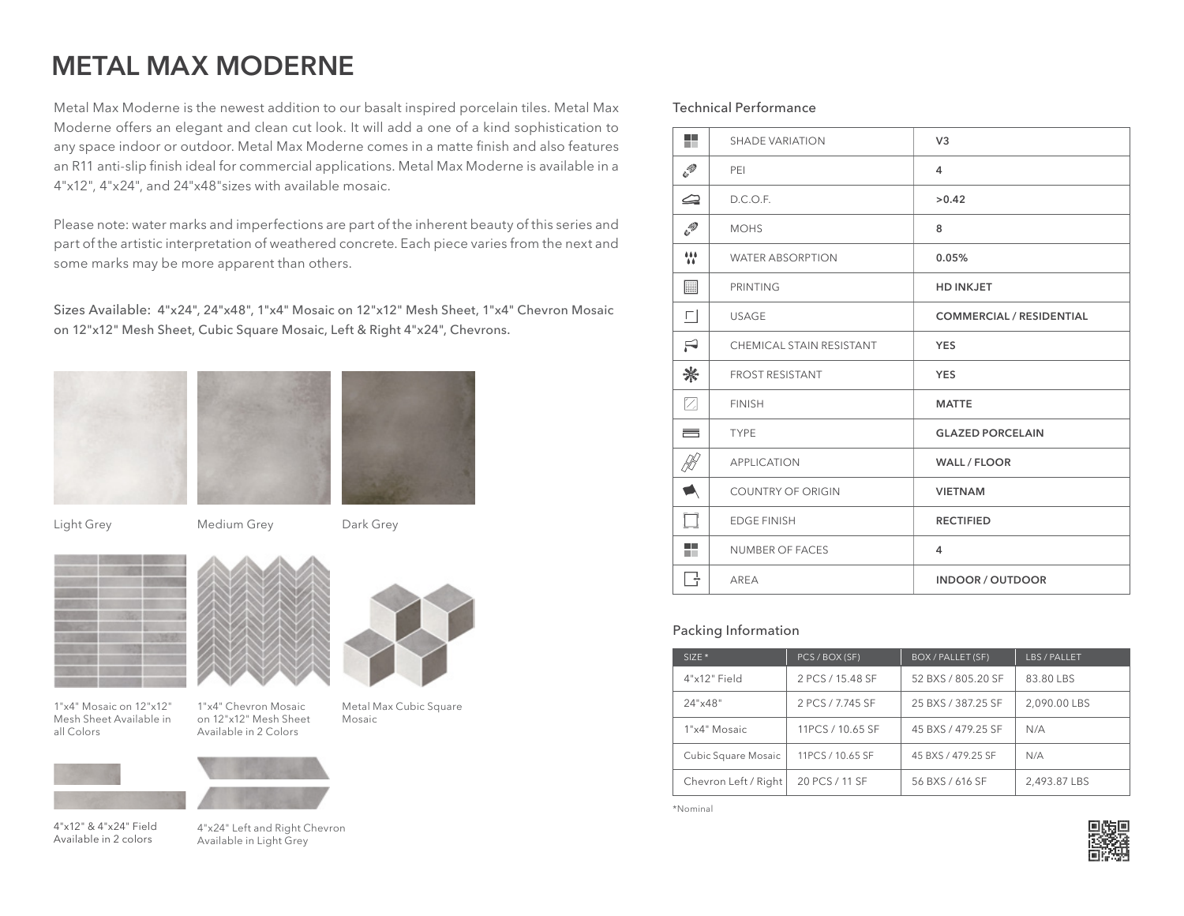# METAL MAX MODERNE

Metal Max Moderne is the newest addition to our basalt inspired porcelain tiles. Metal Max Moderne offers an elegant and clean cut look. It will add a one of a kind sophistication to any space indoor or outdoor. Metal Max Moderne comes in a matte finish and also features an R11 anti-slip finish ideal for commercial applications. Metal Max Moderne is available in a 4"x12", 4"x24", and 24"x48"sizes with available mosaic.

Please note: water marks and imperfections are part of the inherent beauty of this series and part of the artistic interpretation of weathered concrete. Each piece varies from the next and some marks may be more apparent than others.

Sizes Available: 4"x24", 24"x48", 1"x4" Mosaic on 12"x12" Mesh Sheet, 1"x4" Chevron Mosaic on 12"x12" Mesh Sheet, Cubic Square Mosaic, Left & Right 4"x24", Chevrons.

Light Grey

Medium Grey

Dark Grey

1"x4" Mosaic on 12"x12" Mesh Sheet Available in all Colors

1"x4" Chevron Mosaic on 12"x12" Mesh Sheet Available in 2 Colors

Metal Max Cubic Square Mosaic

4"x12" & 4"x24" Field Available in 2 colors

4"x24" Left and Right Chevron Available in Light Grey

## Technical Performance

| | |
|---|---|
| SHADE VARIATION | V3 |
| PEI | 4 |
| D.C.O.F. | >0.42 |
| MOHS | 8 |
| WATER ABSORPTION | 0.05% |
| PRINTING | HD INKJET |
| USAGE | COMMERCIAL / RESIDENTIAL |
| CHEMICAL STAIN RESISTANT | YES |
| FROST RESISTANT | YES |
| FINISH | MATTE |
| TYPE | GLAZED PORCELAIN |
| APPLICATION | WALL / FLOOR |
| COUNTRY OF ORIGIN | VIETNAM |
| EDGE FINISH | RECTIFIED |
| NUMBER OF FACES | 4 |
| AREA | INDOOR / OUTDOOR |

## Packing Information

| SIZE * | PCS / BOX (SF) | BOX / PALLET (SF) | LBS / PALLET |
|---|---|---|---|
| 4"x12" Field | 2 PCS / 15.48 SF | 52 BXS / 805.20 SF | 83.80 LBS |
| 24"x48" | 2 PCS / 7.745 SF | 25 BXS / 387.25 SF | 2,090.00 LBS |
| 1"x4" Mosaic | 11PCS / 10.65 SF | 45 BXS / 479.25 SF | N/A |
| Cubic Square Mosaic | 11PCS / 10.65 SF | 45 BXS / 479.25 SF | N/A |
| Chevron Left / Right | 20 PCS / 11 SF | 56 BXS / 616 SF | 2,493.87 LBS |

*Nominal